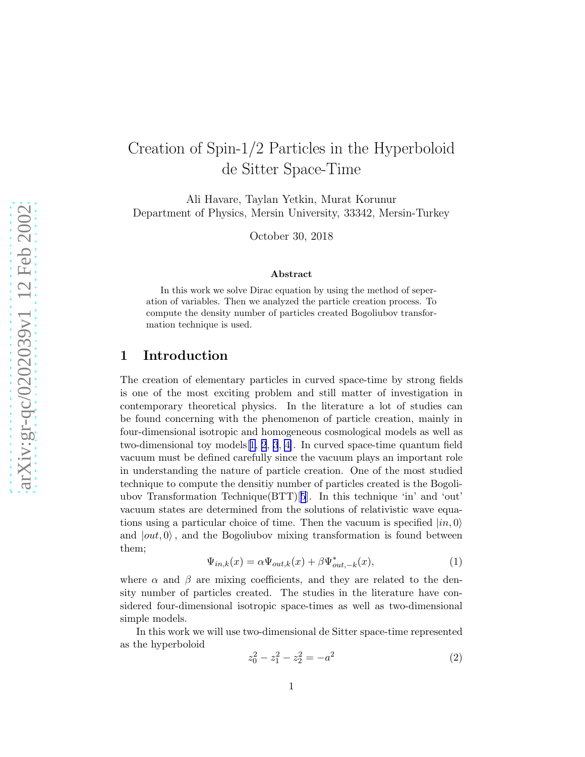# Creation of Spin-1/2 Particles in the Hyperboloid de Sitter Space-Time

Ali Havare, Taylan Yetkin, Murat Korunur
Department of Physics, Mersin University, 33342, Mersin-Turkey

October 30, 2018

**Abstract**

In this work we solve Dirac equation by using the method of seperation of variables. Then we analyzed the particle creation process. To compute the density number of particles created Bogoliubov transformation technique is used.

## 1 Introduction

The creation of elementary particles in curved space-time by strong fields is one of the most exciting problem and still matter of investigation in contemporary theoretical physics. In the literature a lot of studies can be found concerning with the phenomenon of particle creation, mainly in four-dimensional isotropic and homogeneous cosmological models as well as two-dimensional toy models[1, 2, 3, 4]. In curved space-time quantum field vacuum must be defined carefully since the vacuum plays an important role in understanding the nature of particle creation. One of the most studied technique to compute the densitiy number of particles created is the Bogoliubov Transformation Technique(BTT)[5]. In this technique 'in' and 'out' vacuum states are determined from the solutions of relativistic wave equations using a particular choice of time. Then the vacuum is specified $|in, 0\rangle$ and $|out, 0\rangle$ , and the Bogoliubov mixing transformation is found between them;

$$\Psi_{in,k}(x) = \alpha\Psi_{out,k}(x) + \beta\Psi^{*}_{out,-k}(x), \tag{1}$$

where $\alpha$ and $\beta$ are mixing coefficients, and they are related to the density number of particles created. The studies in the literature have considered four-dimensional isotropic space-times as well as two-dimensional simple models.

In this work we will use two-dimensional de Sitter space-time represented as the hyperboloid

$$z_0^2 - z_1^2 - z_2^2 = -a^2 \tag{2}$$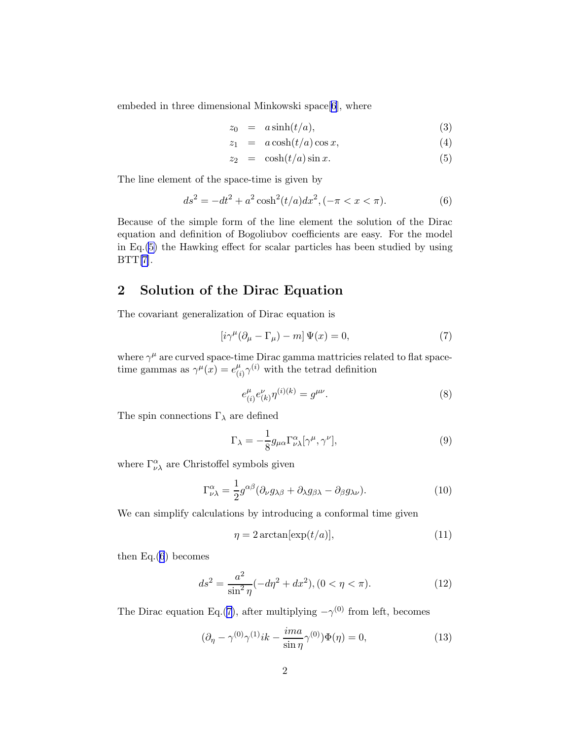embeded in three dimensional Minkowski space[6], where

$$
\begin{aligned}
z_0 &= a\sinh(t/a), &(3)\\
z_1 &= a\cosh(t/a)\cos x, &(4)\\
z_2 &= \cosh(t/a)\sin x. &(5)
\end{aligned}
$$

The line element of the space-time is given by

$$
ds^2 = -dt^2 + a^2\cosh^2(t/a)dx^2, (-\pi < x < \pi). \tag{6}
$$

Because of the simple form of the line element the solution of the Dirac equation and definition of Bogoliubov coefficients are easy. For the model in Eq.(5) the Hawking effect for scalar particles has been studied by using BTT[7].

## 2 Solution of the Dirac Equation

The covariant generalization of Dirac equation is

$$
\left[i\gamma^\mu(\partial_\mu - \Gamma_\mu) - m\right]\Psi(x) = 0, \tag{7}
$$

where $\gamma^\mu$ are curved space-time Dirac gamma mattricies related to flat space-time gammas as $\gamma^\mu(x) = e^\mu_{(i)}\gamma^{(i)}$ with the tetrad definition

$$
e^\mu_{(i)}e^\nu_{(k)}\eta^{(i)(k)} = g^{\mu\nu}. \tag{8}
$$

The spin connections $\Gamma_\lambda$ are defined

$$
\Gamma_\lambda = -\frac{1}{8}g_{\mu\alpha}\Gamma^\alpha_{\nu\lambda}[\gamma^\mu, \gamma^\nu], \tag{9}
$$

where $\Gamma^\alpha_{\nu\lambda}$ are Christoffel symbols given

$$
\Gamma^\alpha_{\nu\lambda} = \frac{1}{2}g^{\alpha\beta}(\partial_\nu g_{\lambda\beta} + \partial_\lambda g_{\beta\lambda} - \partial_\beta g_{\lambda\nu}). \tag{10}
$$

We can simplify calculations by introducing a conformal time given

$$
\eta = 2\arctan[\exp(t/a)], \tag{11}
$$

then Eq.(6) becomes

$$
ds^2 = \frac{a^2}{\sin^2\eta}(-d\eta^2 + dx^2), (0 < \eta < \pi). \tag{12}
$$

The Dirac equation Eq.(7), after multiplying $-\gamma^{(0)}$ from left, becomes

$$
(\partial_\eta - \gamma^{(0)}\gamma^{(1)}ik - \frac{ima}{\sin\eta}\gamma^{(0)})\Phi(\eta) = 0, \tag{13}
$$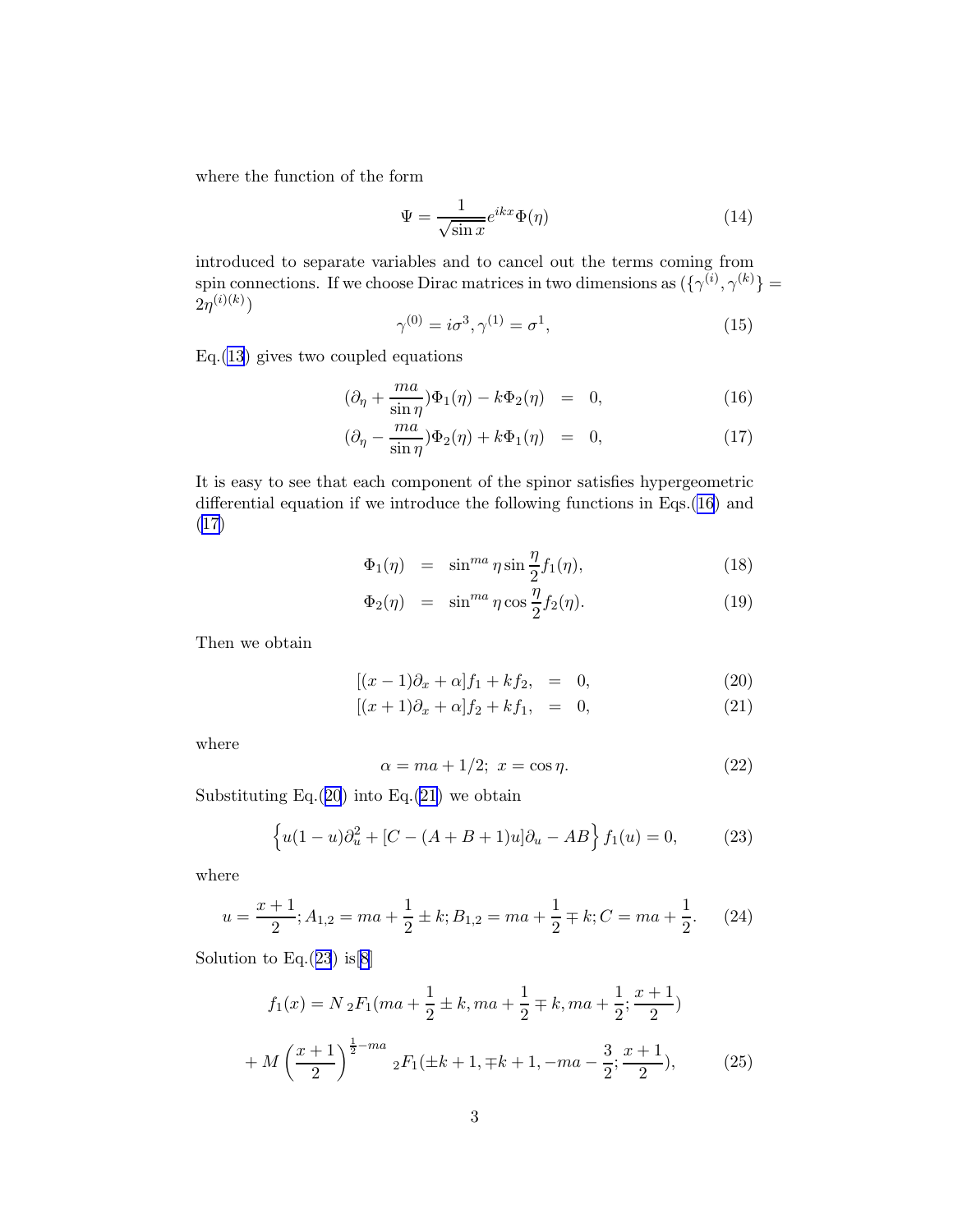where the function of the form

$$\Psi = \frac{1}{\sqrt{\sin x}} e^{ikx} \Phi(\eta) \tag{14}$$

introduced to separate variables and to cancel out the terms coming from spin connections. If we choose Dirac matrices in two dimensions as ($\{\gamma^{(i)}, \gamma^{(k)}\} = 2\eta^{(i)(k)}$)

$$\gamma^{(0)} = i\sigma^3, \gamma^{(1)} = \sigma^1, \tag{15}$$

Eq.(13) gives two coupled equations

$$(\partial_\eta + \frac{ma}{\sin \eta})\Phi_1(\eta) - k\Phi_2(\eta) = 0, \tag{16}$$

$$(\partial_\eta - \frac{ma}{\sin \eta})\Phi_2(\eta) + k\Phi_1(\eta) = 0, \tag{17}$$

It is easy to see that each component of the spinor satisfies hypergeometric differential equation if we introduce the following functions in Eqs.(16) and (17)

$$\Phi_1(\eta) = \sin^{ma} \eta \sin \frac{\eta}{2} f_1(\eta), \tag{18}$$

$$\Phi_2(\eta) = \sin^{ma} \eta \cos \frac{\eta}{2} f_2(\eta). \tag{19}$$

Then we obtain

$$[(x-1)\partial_x + \alpha] f_1 + k f_2, = 0, \tag{20}$$

$$[(x+1)\partial_x + \alpha] f_2 + k f_1, = 0, \tag{21}$$

where

$$\alpha = ma + 1/2; \; x = \cos \eta. \tag{22}$$

Substituting Eq.(20) into Eq.(21) we obtain

$$\left\{ u(1-u)\partial_u^2 + [C - (A+B+1)u]\partial_u - AB \right\} f_1(u) = 0, \tag{23}$$

where

$$u = \frac{x+1}{2}; A_{1,2} = ma + \frac{1}{2} \pm k; B_{1,2} = ma + \frac{1}{2} \mp k; C = ma + \frac{1}{2}. \tag{24}$$

Solution to Eq.(23) is[8]

$$f_1(x) = N \, {}_2F_1(ma + \frac{1}{2} \pm k, ma + \frac{1}{2} \mp k, ma + \frac{1}{2}; \frac{x+1}{2})$$

$$+ M \left( \frac{x+1}{2} \right)^{\frac{1}{2} - ma} {}_2F_1(\pm k + 1, \mp k + 1, -ma - \frac{3}{2}; \frac{x+1}{2}), \tag{25}$$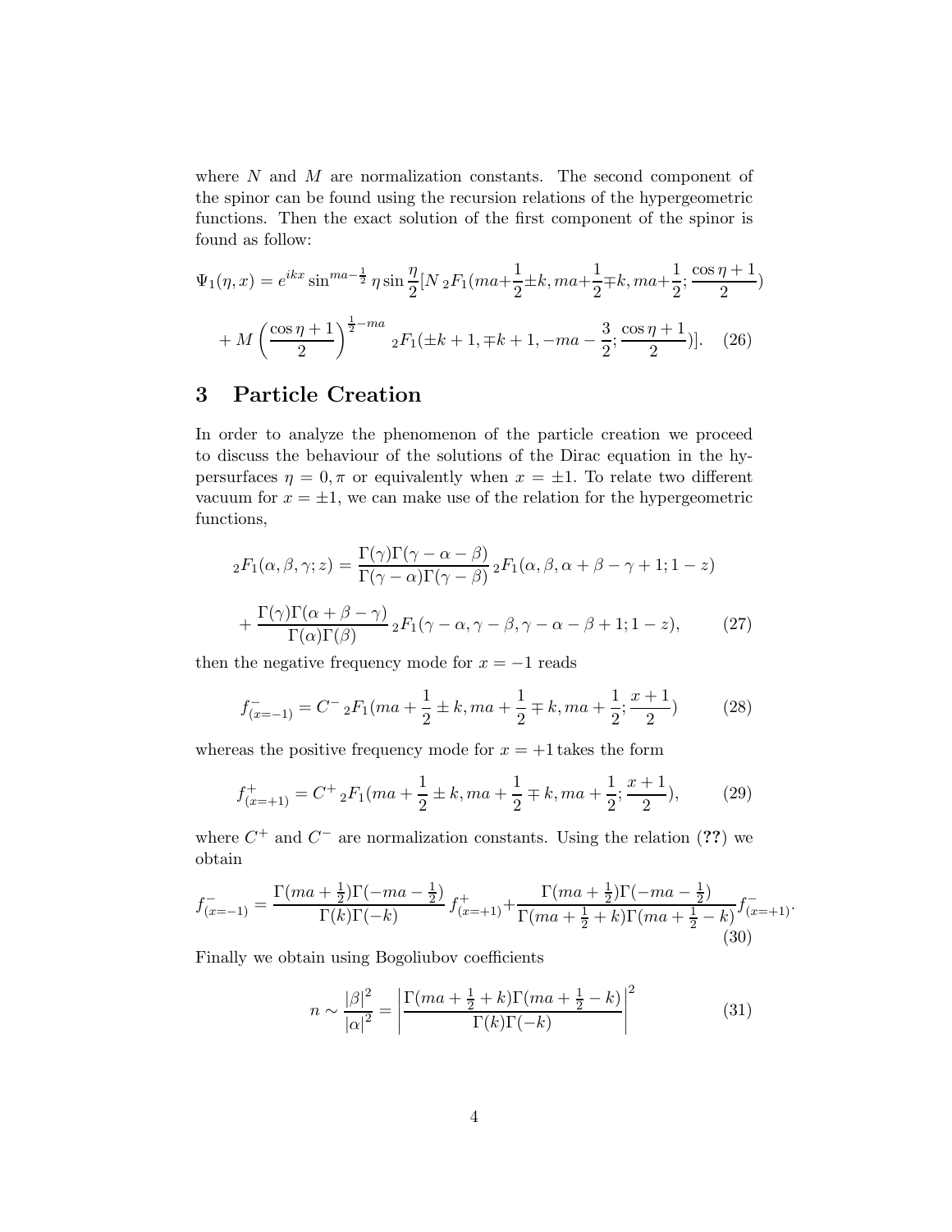where $N$ and $M$ are normalization constants. The second component of the spinor can be found using the recursion relations of the hypergeometric functions. Then the exact solution of the first component of the spinor is found as follow:

$$\Psi_1(\eta,x) = e^{ikx}\sin^{ma-\frac{1}{2}}\eta\sin\frac{\eta}{2}[N\,{}_2F_1(ma+\frac{1}{2}\pm k, ma+\frac{1}{2}\mp k, ma+\frac{1}{2};\frac{\cos\eta+1}{2})$$

$$+ M\left(\frac{\cos\eta+1}{2}\right)^{\frac{1}{2}-ma}{}_2F_1(\pm k+1,\mp k+1,-ma-\frac{3}{2};\frac{\cos\eta+1}{2})]. \quad (26)$$

## 3 Particle Creation

In order to analyze the phenomenon of the particle creation we proceed to discuss the behaviour of the solutions of the Dirac equation in the hypersurfaces $\eta = 0, \pi$ or equivalently when $x = \pm 1$. To relate two different vacuum for $x = \pm 1$, we can make use of the relation for the hypergeometric functions,

$${}_2F_1(\alpha,\beta,\gamma;z) = \frac{\Gamma(\gamma)\Gamma(\gamma-\alpha-\beta)}{\Gamma(\gamma-\alpha)\Gamma(\gamma-\beta)}\,{}_2F_1(\alpha,\beta,\alpha+\beta-\gamma+1;1-z)$$

$$+\frac{\Gamma(\gamma)\Gamma(\alpha+\beta-\gamma)}{\Gamma(\alpha)\Gamma(\beta)}\,{}_2F_1(\gamma-\alpha,\gamma-\beta,\gamma-\alpha-\beta+1;1-z), \quad (27)$$

then the negative frequency mode for $x = -1$ reads

$$f^-_{(x=-1)} = C^-\,{}_2F_1(ma+\frac{1}{2}\pm k, ma+\frac{1}{2}\mp k, ma+\frac{1}{2};\frac{x+1}{2}) \quad (28)$$

whereas the positive frequency mode for $x = +1$ takes the form

$$f^+_{(x=+1)} = C^+\,{}_2F_1(ma+\frac{1}{2}\pm k, ma+\frac{1}{2}\mp k, ma+\frac{1}{2};\frac{x+1}{2}), \quad (29)$$

where $C^+$ and $C^-$ are normalization constants. Using the relation (**??**) we obtain

$$f^-_{(x=-1)} = \frac{\Gamma(ma+\frac{1}{2})\Gamma(-ma-\frac{1}{2})}{\Gamma(k)\Gamma(-k)}\,f^+_{(x=+1)} + \frac{\Gamma(ma+\frac{1}{2})\Gamma(-ma-\frac{1}{2})}{\Gamma(ma+\frac{1}{2}+k)\Gamma(ma+\frac{1}{2}-k)}f^-_{(x=+1)}. \quad (30)$$

Finally we obtain using Bogoliubov coefficients

$$n \sim \frac{|\beta|^2}{|\alpha|^2} = \left|\frac{\Gamma(ma+\frac{1}{2}+k)\Gamma(ma+\frac{1}{2}-k)}{\Gamma(k)\Gamma(-k)}\right|^2 \quad (31)$$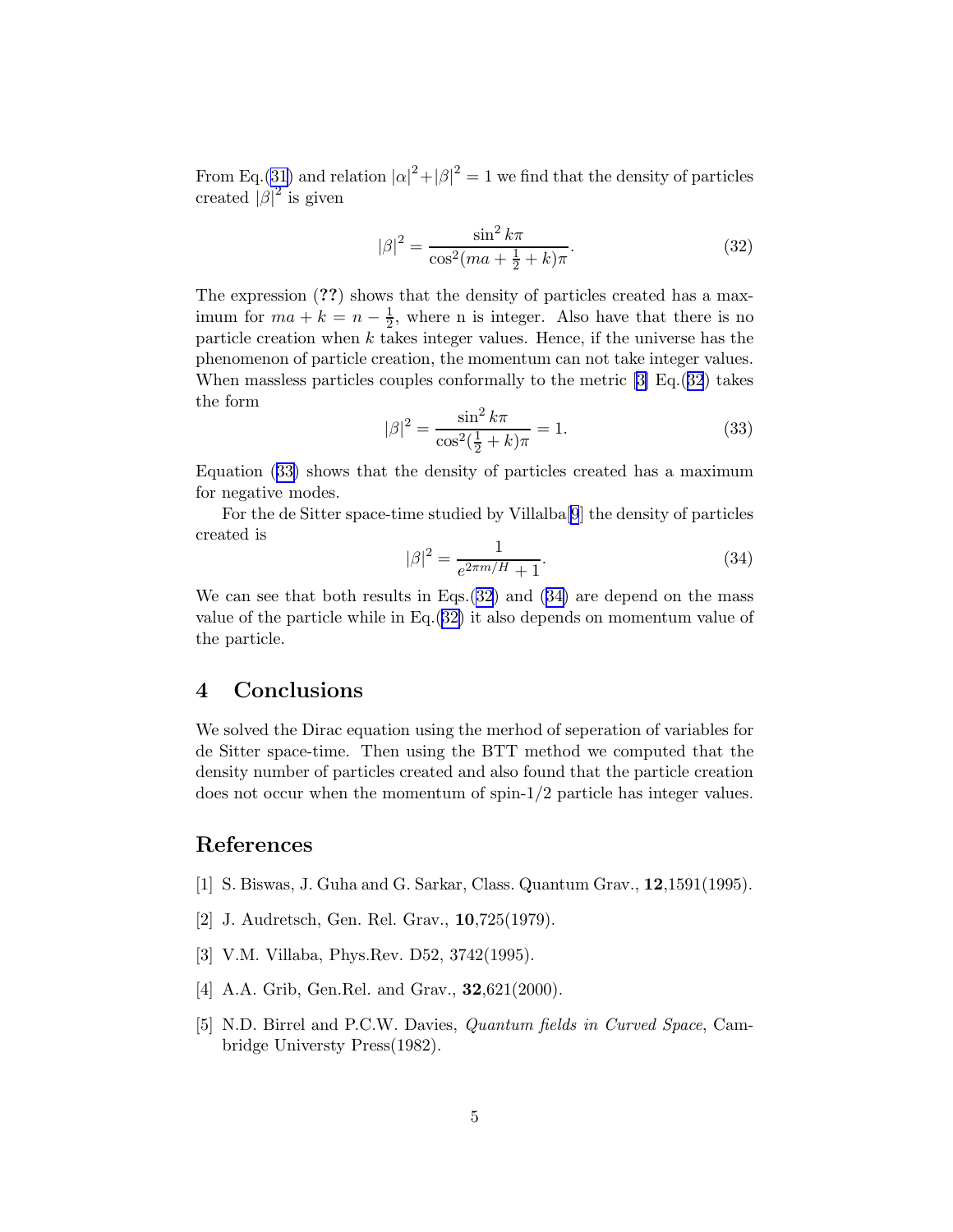From Eq.(31) and relation $|\alpha|^2+|\beta|^2 = 1$ we find that the density of particles created $|\beta|^2$ is given

$$|\beta|^2 = \frac{\sin^2 k\pi}{\cos^2(ma + \frac{1}{2} + k)\pi}. \tag{32}$$

The expression (**??**) shows that the density of particles created has a maximum for $ma + k = n - \frac{1}{2}$, where n is integer. Also have that there is no particle creation when $k$ takes integer values. Hence, if the universe has the phenomenon of particle creation, the momentum can not take integer values. When massless particles couples conformally to the metric [3] Eq.(32) takes the form

$$|\beta|^2 = \frac{\sin^2 k\pi}{\cos^2(\frac{1}{2} + k)\pi} = 1. \tag{33}$$

Equation (33) shows that the density of particles created has a maximum for negative modes.

For the de Sitter space-time studied by Villalba[9] the density of particles created is

$$|\beta|^2 = \frac{1}{e^{2\pi m/H} + 1}. \tag{34}$$

We can see that both results in Eqs.(32) and (34) are depend on the mass value of the particle while in Eq.(32) it also depends on momentum value of the particle.

## 4 Conclusions

We solved the Dirac equation using the merhod of seperation of variables for de Sitter space-time. Then using the BTT method we computed that the density number of particles created and also found that the particle creation does not occur when the momentum of spin-1/2 particle has integer values.

## References

[1] S. Biswas, J. Guha and G. Sarkar, Class. Quantum Grav., **12**,1591(1995).

[2] J. Audretsch, Gen. Rel. Grav., **10**,725(1979).

[3] V.M. Villaba, Phys.Rev. D52, 3742(1995).

[4] A.A. Grib, Gen.Rel. and Grav., **32**,621(2000).

[5] N.D. Birrel and P.C.W. Davies, *Quantum fields in Curved Space*, Cambridge Universty Press(1982).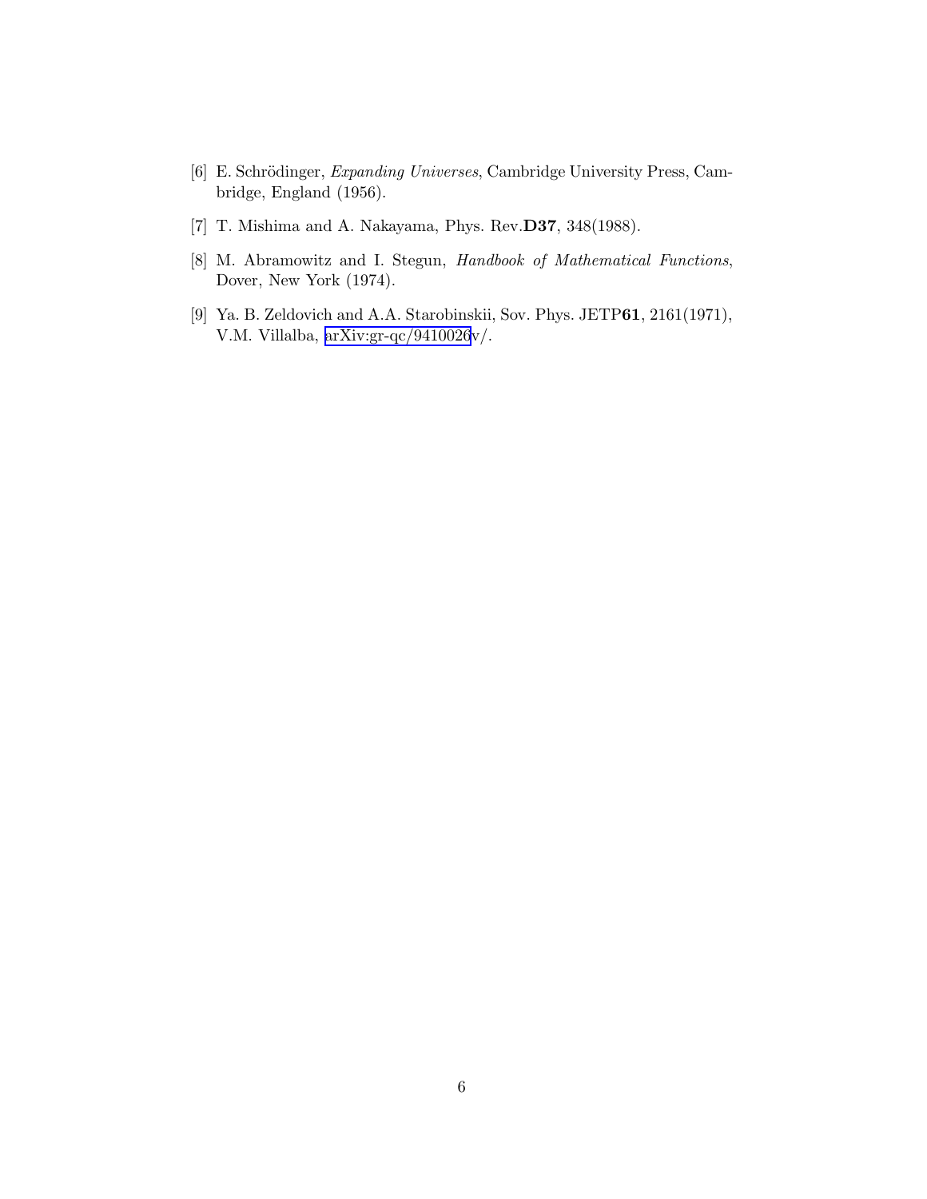[6] E. Schrödinger, *Expanding Universes*, Cambridge University Press, Cambridge, England (1956).

[7] T. Mishima and A. Nakayama, Phys. Rev.**D37**, 348(1988).

[8] M. Abramowitz and I. Stegun, *Handbook of Mathematical Functions*, Dover, New York (1974).

[9] Ya. B. Zeldovich and A.A. Starobinskii, Sov. Phys. JETP**61**, 2161(1971), V.M. Villalba, arXiv:gr-qc/9410026v/.